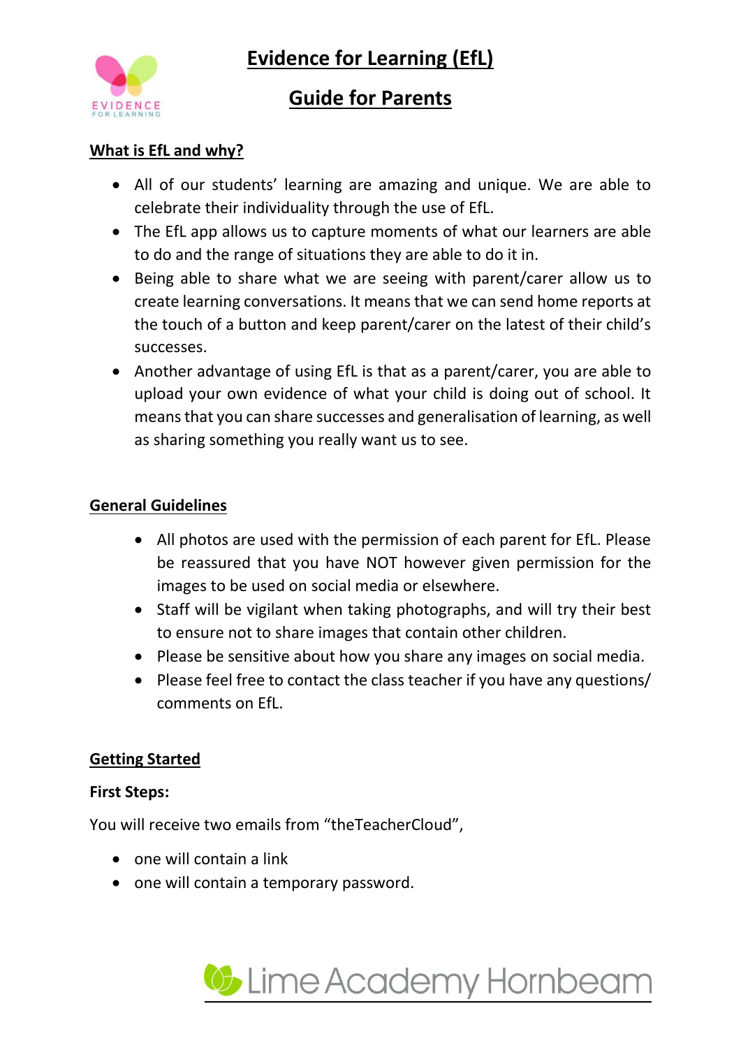# Evidence for Learning (EfL)

## Guide for Parents

### What is EfL and why?

- All of our students' learning are amazing and unique. We are able to celebrate their individuality through the use of EfL.
- The EfL app allows us to capture moments of what our learners are able to do and the range of situations they are able to do it in.
- Being able to share what we are seeing with parent/carer allow us to create learning conversations. It means that we can send home reports at the touch of a button and keep parent/carer on the latest of their child's successes.
- Another advantage of using EfL is that as a parent/carer, you are able to upload your own evidence of what your child is doing out of school. It means that you can share successes and generalisation of learning, as well as sharing something you really want us to see.

### General Guidelines

- All photos are used with the permission of each parent for EfL. Please be reassured that you have NOT however given permission for the images to be used on social media or elsewhere.
- Staff will be vigilant when taking photographs, and will try their best to ensure not to share images that contain other children.
- Please be sensitive about how you share any images on social media.
- Please feel free to contact the class teacher if you have any questions/ comments on EfL.

### Getting Started

**First Steps:**

You will receive two emails from "theTeacherCloud",

- one will contain a link
- one will contain a temporary password.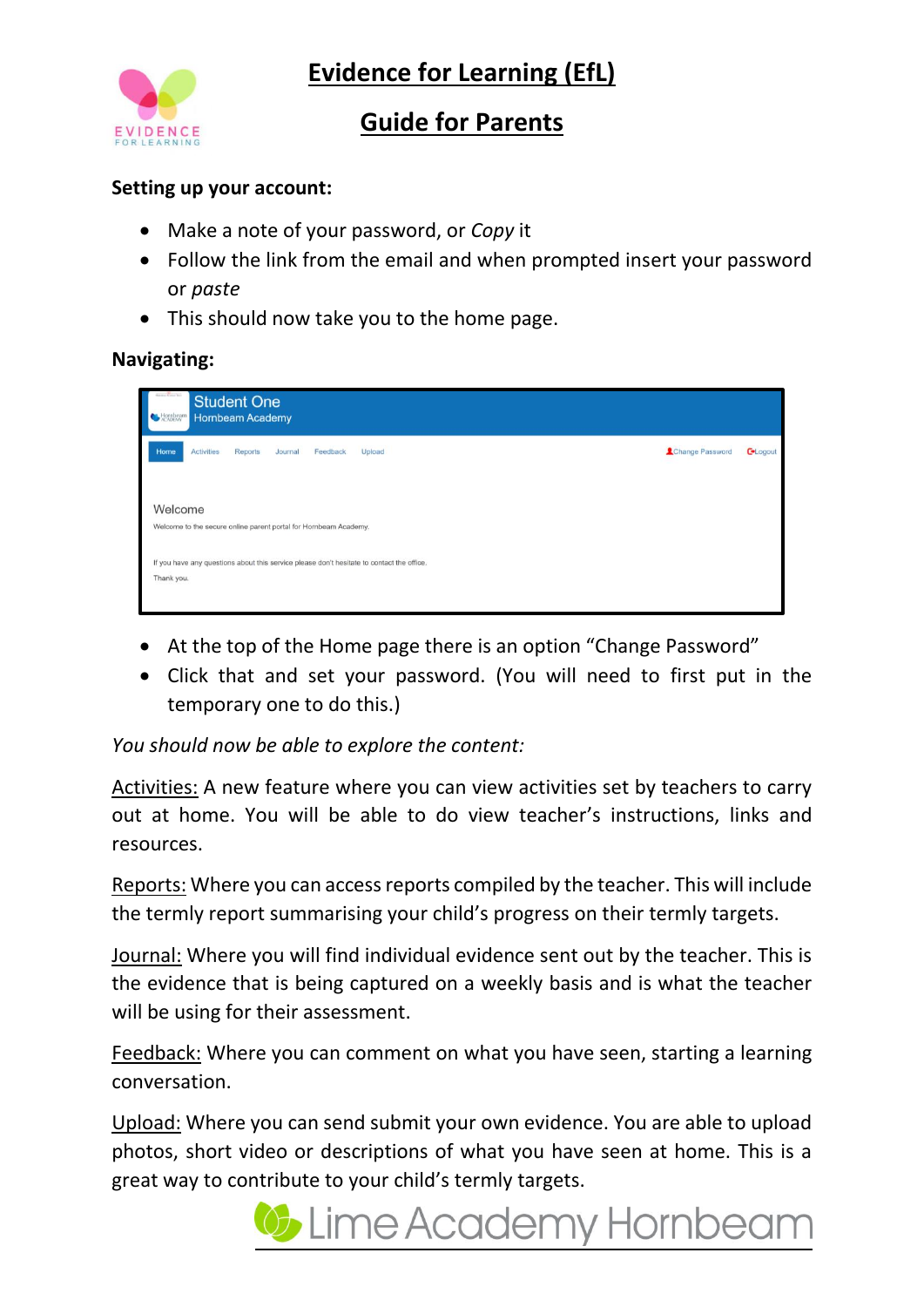# Evidence for Learning (EfL)

## Guide for Parents

**Setting up your account:**

- Make a note of your password, or *Copy* it
- Follow the link from the email and when prompted insert your password or *paste*
- This should now take you to the home page.

**Navigating:**

- At the top of the Home page there is an option "Change Password"
- Click that and set your password. (You will need to first put in the temporary one to do this.)

*You should now be able to explore the content:*

Activities: A new feature where you can view activities set by teachers to carry out at home. You will be able to do view teacher's instructions, links and resources.

Reports: Where you can access reports compiled by the teacher. This will include the termly report summarising your child's progress on their termly targets.

Journal: Where you will find individual evidence sent out by the teacher. This is the evidence that is being captured on a weekly basis and is what the teacher will be using for their assessment.

Feedback: Where you can comment on what you have seen, starting a learning conversation.

Upload: Where you can send submit your own evidence. You are able to upload photos, short video or descriptions of what you have seen at home. This is a great way to contribute to your child's termly targets.

Lime Academy Hornbeam